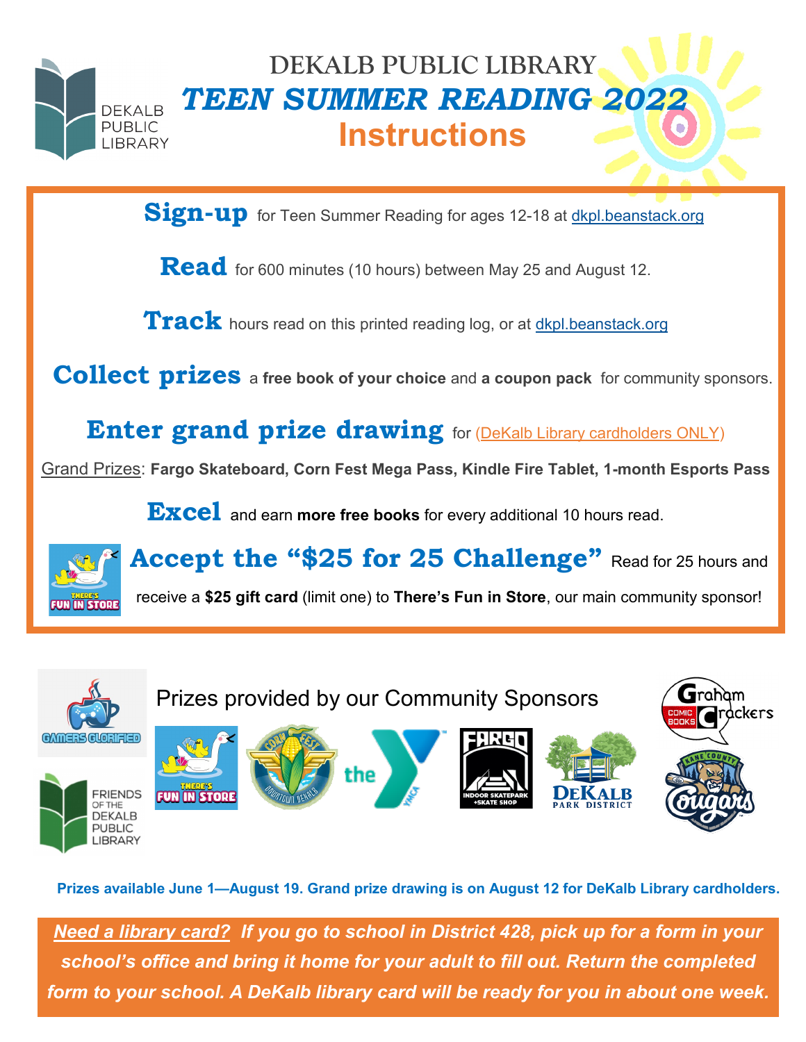# DEKALB PUBLIC LIBRARY

## *TEEN SUMMER READING 2022*

## Instructions

**Sign-up** for Teen Summer Reading for ages 12-18 at dkpl.beanstack.org

**Read** for 600 minutes (10 hours) between May 25 and August 12.

**Track** hours read on this printed reading log, or at dkpl.beanstack.org

**Collect prizes** a **free book of your choice** and **a coupon pack** for community sponsors.

**Enter grand prize drawing** for (DeKalb Library cardholders ONLY)

Grand Prizes: **Fargo Skateboard, Corn Fest Mega Pass, Kindle Fire Tablet, 1-month Esports Pass**

**Excel** and earn **more free books** for every additional 10 hours read.

**Accept the "$25 for 25 Challenge"** Read for 25 hours and receive a **$25 gift card** (limit one) to **There's Fun in Store**, our main community sponsor!

Prizes provided by our Community Sponsors

**Prizes available June 1—August 19. Grand prize drawing is on August 12 for DeKalb Library cardholders.**

***Need a library card?* If you go to school in District 428, pick up for a form in your school's office and bring it home for your adult to fill out. Return the completed form to your school. A DeKalb library card will be ready for you in about one week.**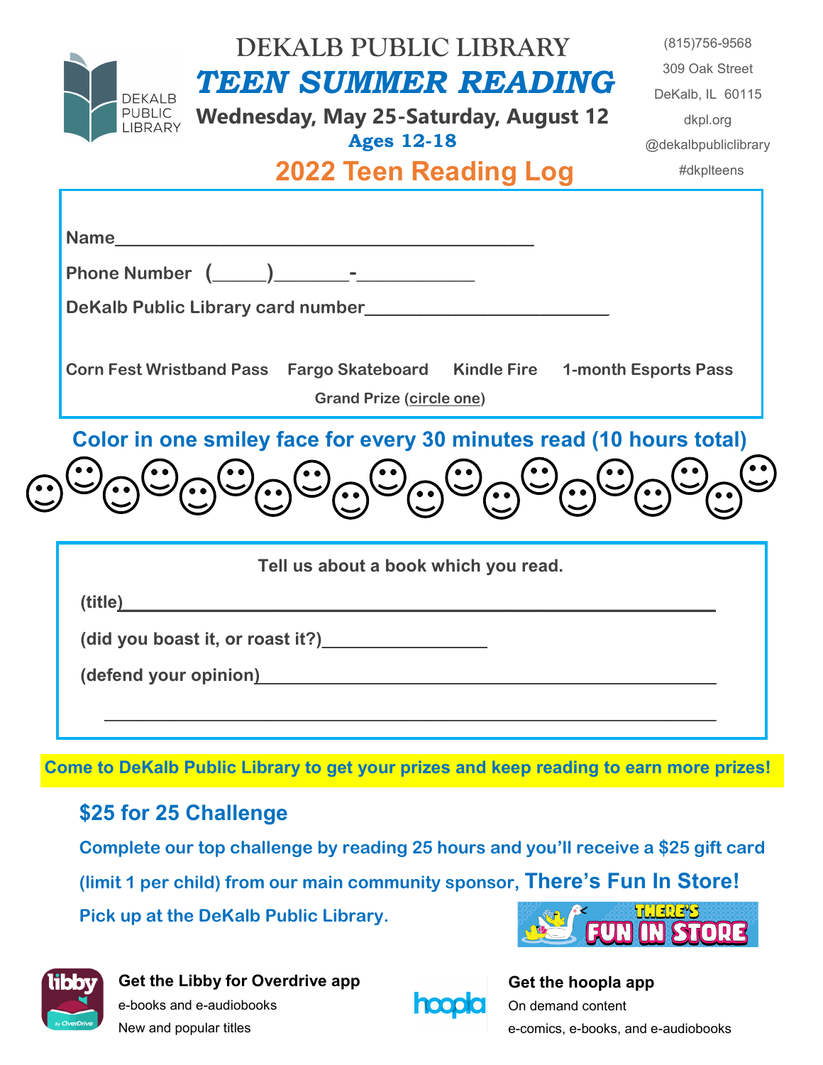# DEKALB PUBLIC LIBRARY

# *TEEN SUMMER READING*

**Wednesday, May 25-Saturday, August 12**

**Ages 12-18**

## 2022 Teen Reading Log

(815)756-9568
309 Oak Street
DeKalb, IL 60115
dkpl.org
@dekalbpubliclibrary
#dkplteens

**Name**___________________________________________

**Phone Number (_____)_______-___________**

**DeKalb Public Library card number**_________________________

**Corn Fest Wristband Pass** **Fargo Skateboard** **Kindle Fire** **1-month Esports Pass**

**Grand Prize (circle one)**

**Color in one smiley face for every 30 minutes read (10 hours total)**

☺ ☺ ☺ ☺ ☺ ☺ ☺ ☺ ☺ ☺ ☺ ☺ ☺ ☺ ☺ ☺ ☺ ☺ ☺ ☺

**Tell us about a book which you read.**

**(title)**_____________________________________________________________

**(did you boast it, or roast it?)**_________________

**(defend your opinion)**_____________________________________________

_______________________________________________________________

**Come to DeKalb Public Library to get your prizes and keep reading to earn more prizes!**

## $25 for 25 Challenge

**Complete our top challenge by reading 25 hours and you'll receive a $25 gift card (limit 1 per child) from our main community sponsor, There's Fun In Store!**

**Pick up at the DeKalb Public Library.**

**Get the Libby for Overdrive app**
e-books and e-audiobooks
New and popular titles

**Get the hoopla app**
On demand content
e-comics, e-books, and e-audiobooks